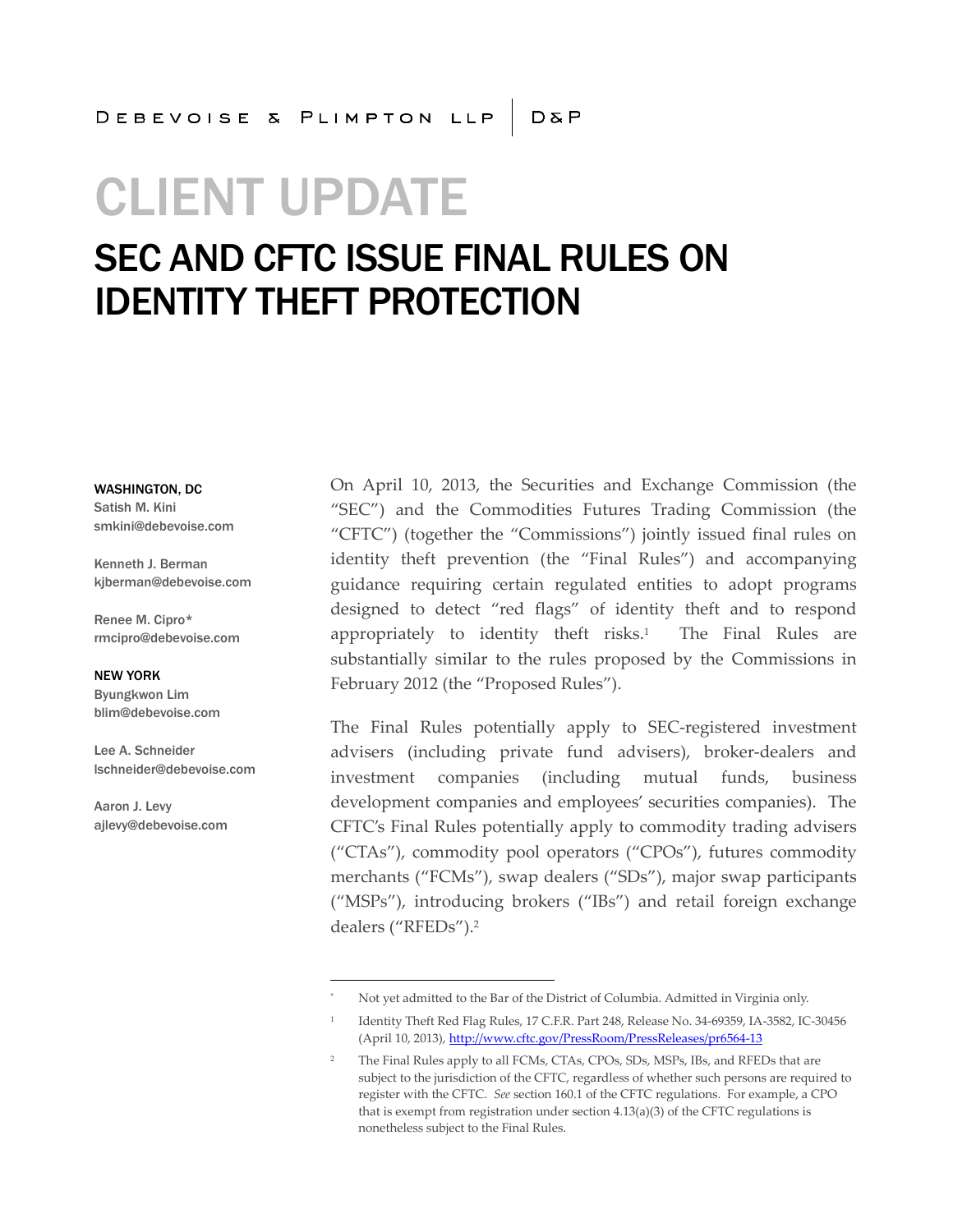DEBEVOISE & PLIMPTON LLP | D&P

# CLIENT UPDATE

## SEC AND CFTC ISSUE FINAL RULES ON IDENTITY THEFT PROTECTION

**WASHINGTON, DC**
Satish M. Kini
smkini@debevoise.com

Kenneth J. Berman
kjberman@debevoise.com

Renee M. Cipro*
rmcipro@debevoise.com

**NEW YORK**
Byungkwon Lim
blim@debevoise.com

Lee A. Schneider
lschneider@debevoise.com

Aaron J. Levy
ajlevy@debevoise.com

On April 10, 2013, the Securities and Exchange Commission (the "SEC") and the Commodities Futures Trading Commission (the "CFTC") (together the "Commissions") jointly issued final rules on identity theft prevention (the "Final Rules") and accompanying guidance requiring certain regulated entities to adopt programs designed to detect "red flags" of identity theft and to respond appropriately to identity theft risks.[1] The Final Rules are substantially similar to the rules proposed by the Commissions in February 2012 (the "Proposed Rules").

The Final Rules potentially apply to SEC-registered investment advisers (including private fund advisers), broker-dealers and investment companies (including mutual funds, business development companies and employees' securities companies). The CFTC's Final Rules potentially apply to commodity trading advisers ("CTAs"), commodity pool operators ("CPOs"), futures commodity merchants ("FCMs"), swap dealers ("SDs"), major swap participants ("MSPs"), introducing brokers ("IBs") and retail foreign exchange dealers ("RFEDs").[2]

---

\* Not yet admitted to the Bar of the District of Columbia. Admitted in Virginia only.

[1] Identity Theft Red Flag Rules, 17 C.F.R. Part 248, Release No. 34-69359, IA-3582, IC-30456 (April 10, 2013), http://www.cftc.gov/PressRoom/PressReleases/pr6564-13

[2] The Final Rules apply to all FCMs, CTAs, CPOs, SDs, MSPs, IBs, and RFEDs that are subject to the jurisdiction of the CFTC, regardless of whether such persons are required to register with the CFTC. *See* section 160.1 of the CFTC regulations. For example, a CPO that is exempt from registration under section 4.13(a)(3) of the CFTC regulations is nonetheless subject to the Final Rules.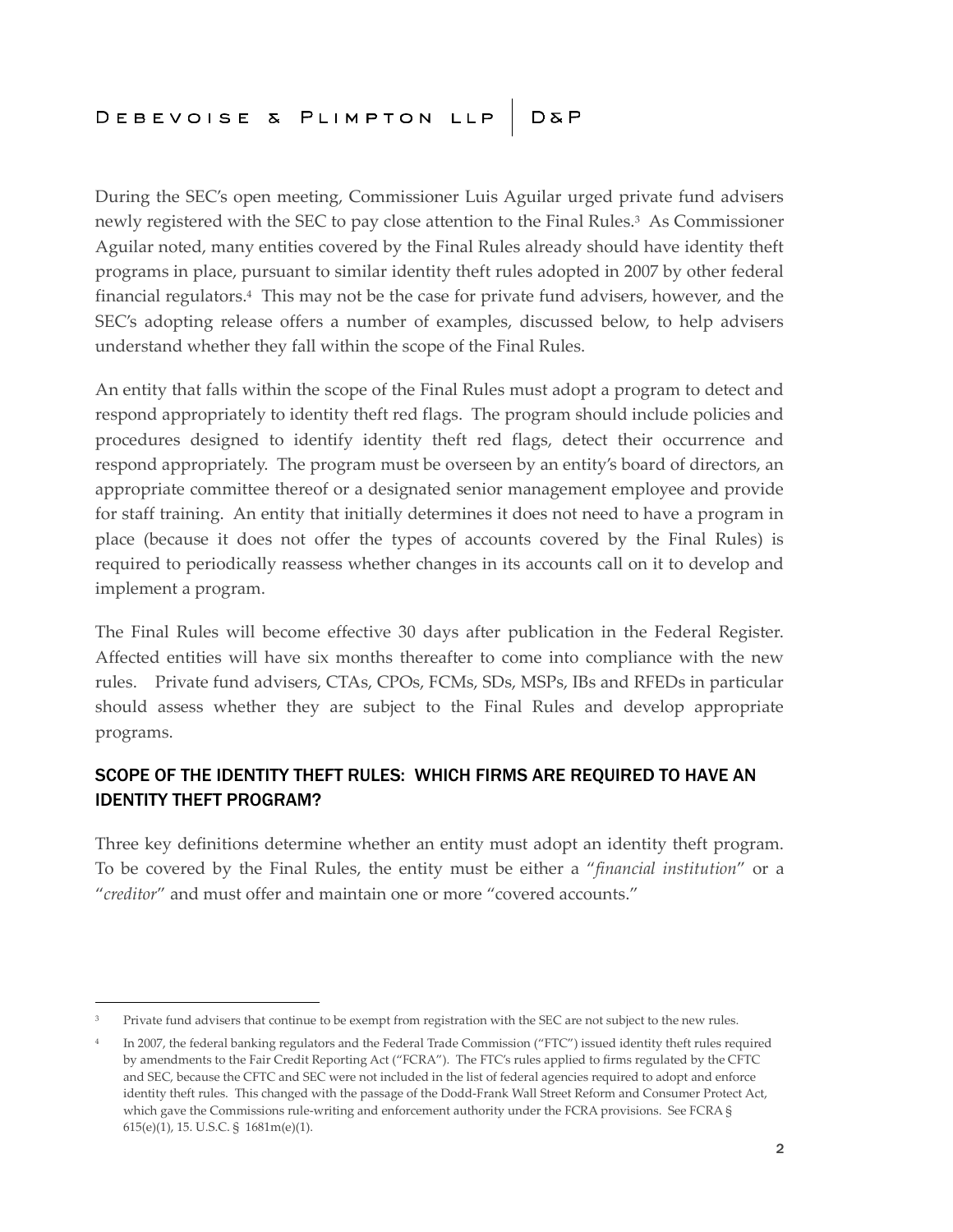During the SEC's open meeting, Commissioner Luis Aguilar urged private fund advisers newly registered with the SEC to pay close attention to the Final Rules.[3] As Commissioner Aguilar noted, many entities covered by the Final Rules already should have identity theft programs in place, pursuant to similar identity theft rules adopted in 2007 by other federal financial regulators.[4] This may not be the case for private fund advisers, however, and the SEC's adopting release offers a number of examples, discussed below, to help advisers understand whether they fall within the scope of the Final Rules.

An entity that falls within the scope of the Final Rules must adopt a program to detect and respond appropriately to identity theft red flags. The program should include policies and procedures designed to identify identity theft red flags, detect their occurrence and respond appropriately. The program must be overseen by an entity's board of directors, an appropriate committee thereof or a designated senior management employee and provide for staff training. An entity that initially determines it does not need to have a program in place (because it does not offer the types of accounts covered by the Final Rules) is required to periodically reassess whether changes in its accounts call on it to develop and implement a program.

The Final Rules will become effective 30 days after publication in the Federal Register. Affected entities will have six months thereafter to come into compliance with the new rules. Private fund advisers, CTAs, CPOs, FCMs, SDs, MSPs, IBs and RFEDs in particular should assess whether they are subject to the Final Rules and develop appropriate programs.

## SCOPE OF THE IDENTITY THEFT RULES: WHICH FIRMS ARE REQUIRED TO HAVE AN IDENTITY THEFT PROGRAM?

Three key definitions determine whether an entity must adopt an identity theft program. To be covered by the Final Rules, the entity must be either a "*financial institution*" or a "*creditor*" and must offer and maintain one or more "covered accounts."

---

[3] Private fund advisers that continue to be exempt from registration with the SEC are not subject to the new rules.

[4] In 2007, the federal banking regulators and the Federal Trade Commission ("FTC") issued identity theft rules required by amendments to the Fair Credit Reporting Act ("FCRA"). The FTC's rules applied to firms regulated by the CFTC and SEC, because the CFTC and SEC were not included in the list of federal agencies required to adopt and enforce identity theft rules. This changed with the passage of the Dodd-Frank Wall Street Reform and Consumer Protect Act, which gave the Commissions rule-writing and enforcement authority under the FCRA provisions. See FCRA § 615(e)(1), 15. U.S.C. § 1681m(e)(1).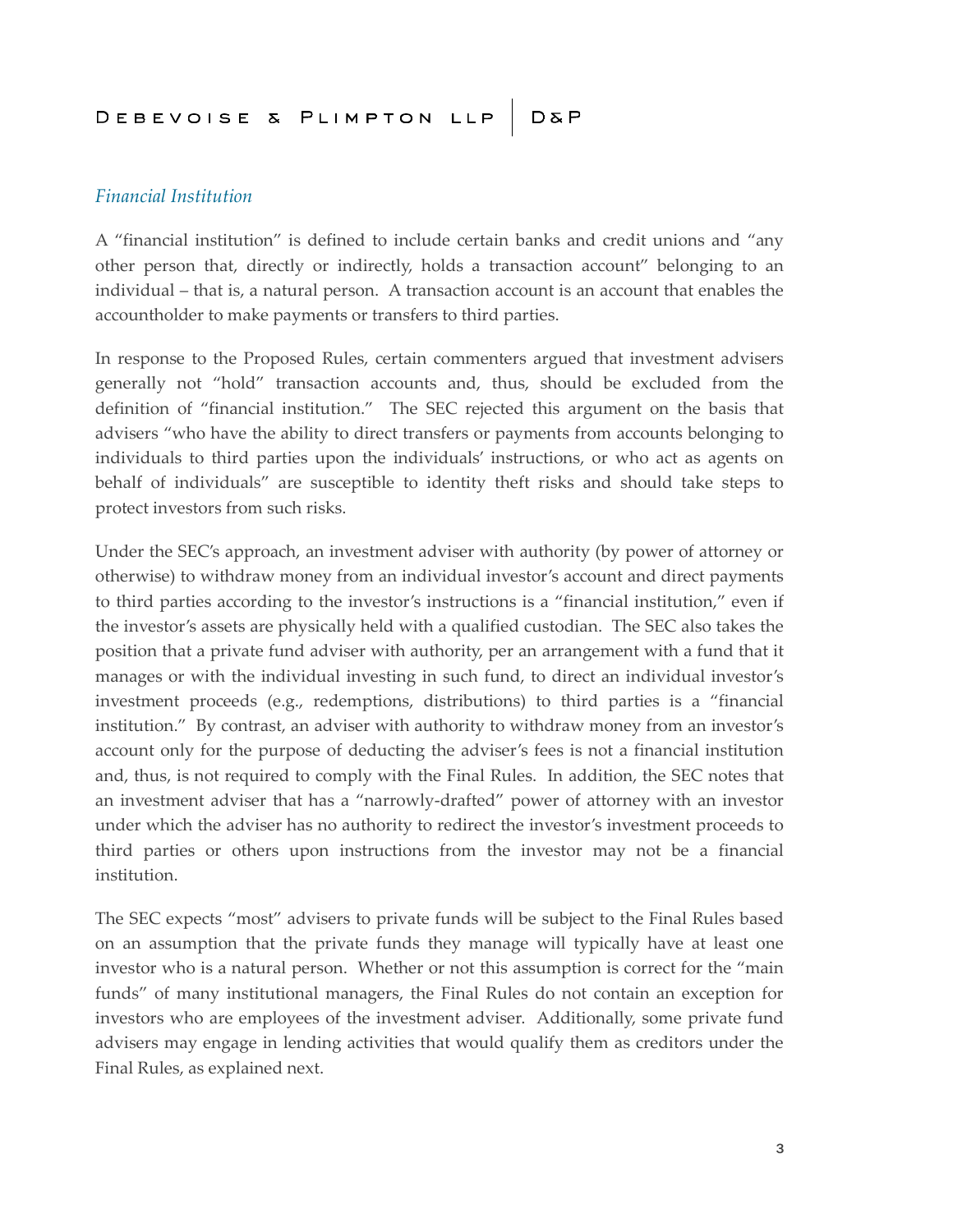### *Financial Institution*

A "financial institution" is defined to include certain banks and credit unions and "any other person that, directly or indirectly, holds a transaction account" belonging to an individual – that is, a natural person. A transaction account is an account that enables the accountholder to make payments or transfers to third parties.

In response to the Proposed Rules, certain commenters argued that investment advisers generally not "hold" transaction accounts and, thus, should be excluded from the definition of "financial institution." The SEC rejected this argument on the basis that advisers "who have the ability to direct transfers or payments from accounts belonging to individuals to third parties upon the individuals' instructions, or who act as agents on behalf of individuals" are susceptible to identity theft risks and should take steps to protect investors from such risks.

Under the SEC's approach, an investment adviser with authority (by power of attorney or otherwise) to withdraw money from an individual investor's account and direct payments to third parties according to the investor's instructions is a "financial institution," even if the investor's assets are physically held with a qualified custodian. The SEC also takes the position that a private fund adviser with authority, per an arrangement with a fund that it manages or with the individual investing in such fund, to direct an individual investor's investment proceeds (e.g., redemptions, distributions) to third parties is a "financial institution." By contrast, an adviser with authority to withdraw money from an investor's account only for the purpose of deducting the adviser's fees is not a financial institution and, thus, is not required to comply with the Final Rules. In addition, the SEC notes that an investment adviser that has a "narrowly-drafted" power of attorney with an investor under which the adviser has no authority to redirect the investor's investment proceeds to third parties or others upon instructions from the investor may not be a financial institution.

The SEC expects "most" advisers to private funds will be subject to the Final Rules based on an assumption that the private funds they manage will typically have at least one investor who is a natural person. Whether or not this assumption is correct for the "main funds" of many institutional managers, the Final Rules do not contain an exception for investors who are employees of the investment adviser. Additionally, some private fund advisers may engage in lending activities that would qualify them as creditors under the Final Rules, as explained next.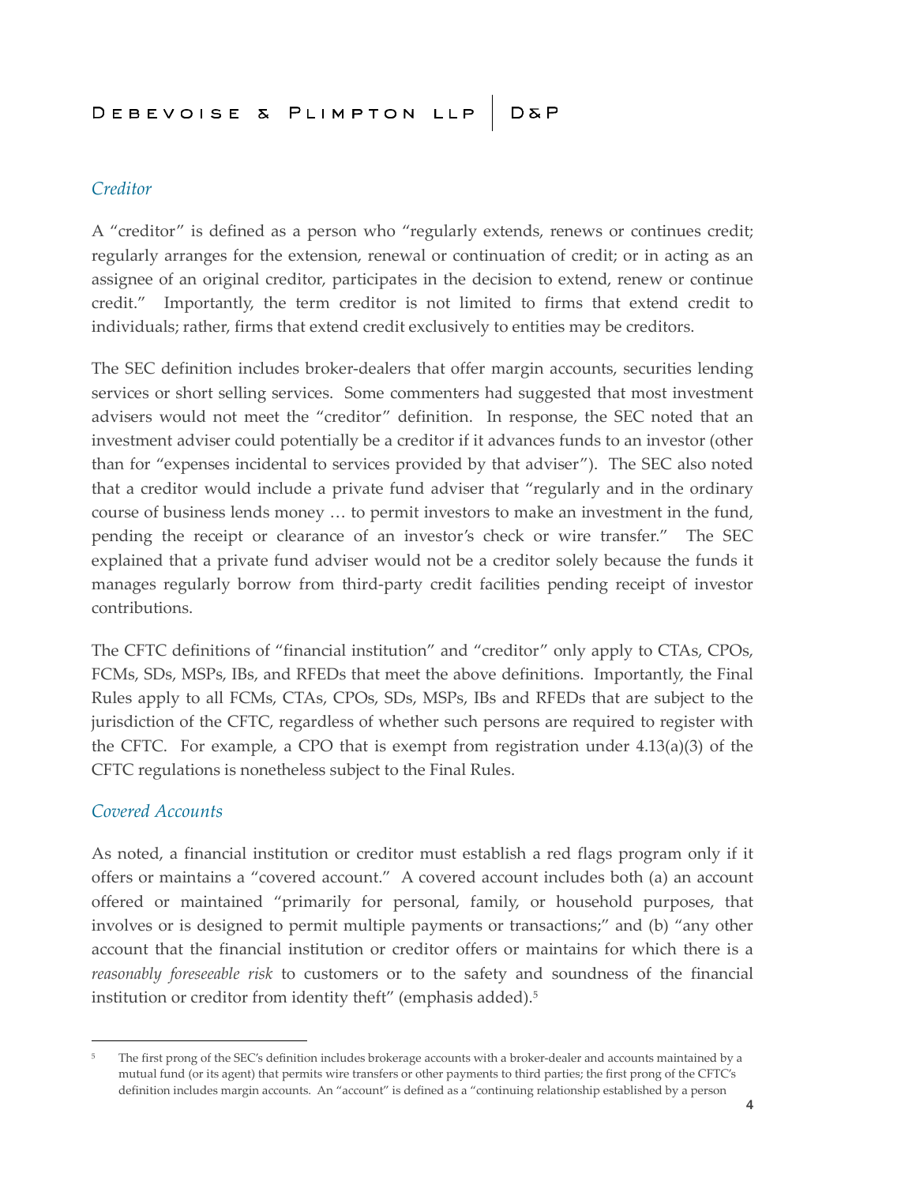### *Creditor*

A "creditor" is defined as a person who "regularly extends, renews or continues credit; regularly arranges for the extension, renewal or continuation of credit; or in acting as an assignee of an original creditor, participates in the decision to extend, renew or continue credit." Importantly, the term creditor is not limited to firms that extend credit to individuals; rather, firms that extend credit exclusively to entities may be creditors.

The SEC definition includes broker-dealers that offer margin accounts, securities lending services or short selling services. Some commenters had suggested that most investment advisers would not meet the "creditor" definition. In response, the SEC noted that an investment adviser could potentially be a creditor if it advances funds to an investor (other than for "expenses incidental to services provided by that adviser"). The SEC also noted that a creditor would include a private fund adviser that "regularly and in the ordinary course of business lends money … to permit investors to make an investment in the fund, pending the receipt or clearance of an investor's check or wire transfer." The SEC explained that a private fund adviser would not be a creditor solely because the funds it manages regularly borrow from third-party credit facilities pending receipt of investor contributions.

The CFTC definitions of "financial institution" and "creditor" only apply to CTAs, CPOs, FCMs, SDs, MSPs, IBs, and RFEDs that meet the above definitions. Importantly, the Final Rules apply to all FCMs, CTAs, CPOs, SDs, MSPs, IBs and RFEDs that are subject to the jurisdiction of the CFTC, regardless of whether such persons are required to register with the CFTC. For example, a CPO that is exempt from registration under 4.13(a)(3) of the CFTC regulations is nonetheless subject to the Final Rules.

### *Covered Accounts*

As noted, a financial institution or creditor must establish a red flags program only if it offers or maintains a "covered account." A covered account includes both (a) an account offered or maintained "primarily for personal, family, or household purposes, that involves or is designed to permit multiple payments or transactions;" and (b) "any other account that the financial institution or creditor offers or maintains for which there is a *reasonably foreseeable risk* to customers or to the safety and soundness of the financial institution or creditor from identity theft" (emphasis added).[5]

---

[5] The first prong of the SEC's definition includes brokerage accounts with a broker-dealer and accounts maintained by a mutual fund (or its agent) that permits wire transfers or other payments to third parties; the first prong of the CFTC's definition includes margin accounts. An "account" is defined as a "continuing relationship established by a person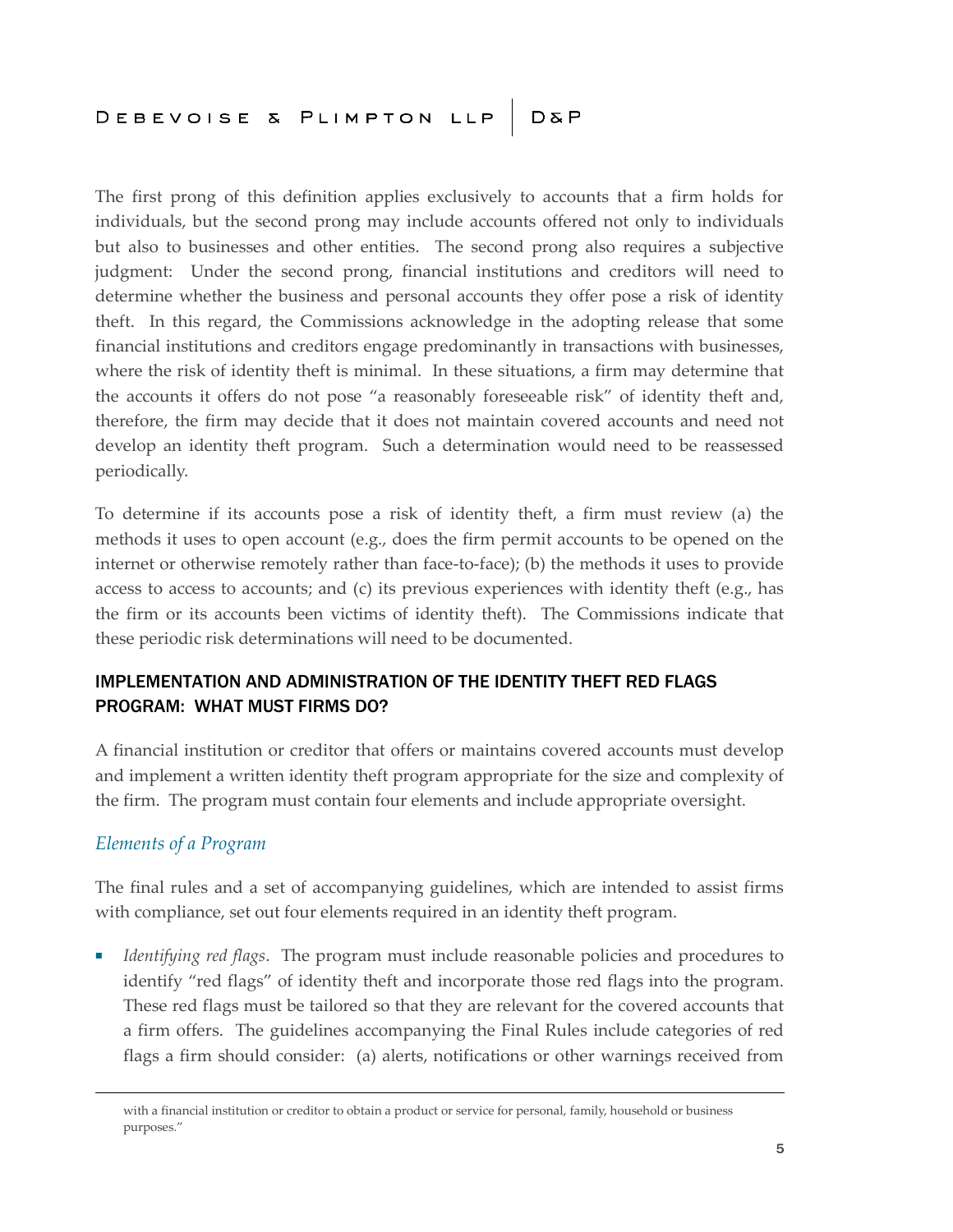The first prong of this definition applies exclusively to accounts that a firm holds for individuals, but the second prong may include accounts offered not only to individuals but also to businesses and other entities. The second prong also requires a subjective judgment: Under the second prong, financial institutions and creditors will need to determine whether the business and personal accounts they offer pose a risk of identity theft. In this regard, the Commissions acknowledge in the adopting release that some financial institutions and creditors engage predominantly in transactions with businesses, where the risk of identity theft is minimal. In these situations, a firm may determine that the accounts it offers do not pose "a reasonably foreseeable risk" of identity theft and, therefore, the firm may decide that it does not maintain covered accounts and need not develop an identity theft program. Such a determination would need to be reassessed periodically.

To determine if its accounts pose a risk of identity theft, a firm must review (a) the methods it uses to open account (e.g., does the firm permit accounts to be opened on the internet or otherwise remotely rather than face-to-face); (b) the methods it uses to provide access to access to accounts; and (c) its previous experiences with identity theft (e.g., has the firm or its accounts been victims of identity theft). The Commissions indicate that these periodic risk determinations will need to be documented.

## IMPLEMENTATION AND ADMINISTRATION OF THE IDENTITY THEFT RED FLAGS PROGRAM: WHAT MUST FIRMS DO?

A financial institution or creditor that offers or maintains covered accounts must develop and implement a written identity theft program appropriate for the size and complexity of the firm. The program must contain four elements and include appropriate oversight.

### *Elements of a Program*

The final rules and a set of accompanying guidelines, which are intended to assist firms with compliance, set out four elements required in an identity theft program.

- *Identifying red flags*. The program must include reasonable policies and procedures to identify "red flags" of identity theft and incorporate those red flags into the program. These red flags must be tailored so that they are relevant for the covered accounts that a firm offers. The guidelines accompanying the Final Rules include categories of red flags a firm should consider: (a) alerts, notifications or other warnings received from

---

with a financial institution or creditor to obtain a product or service for personal, family, household or business purposes."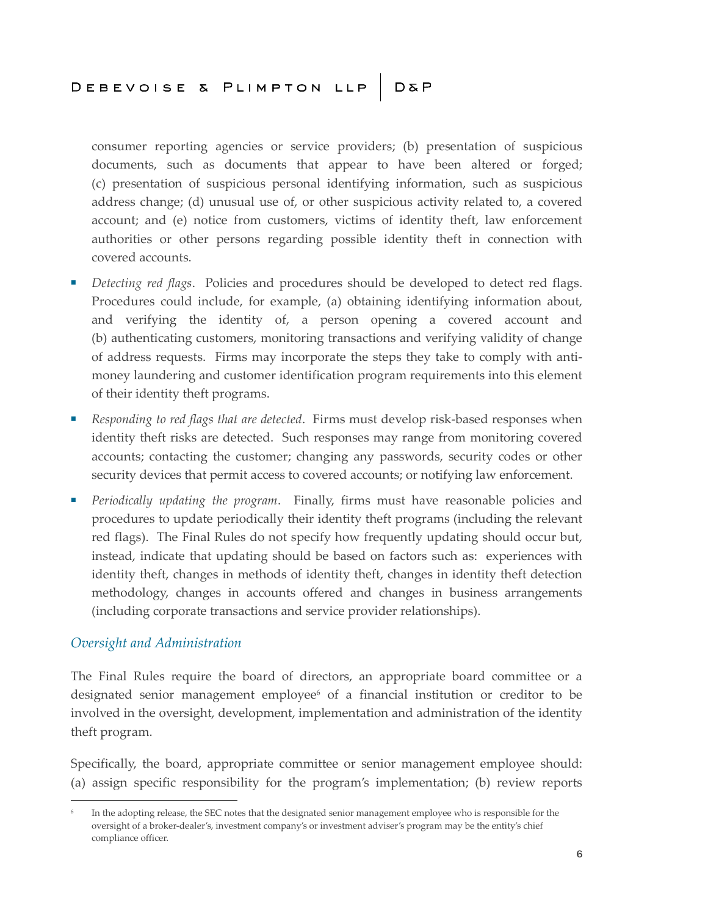consumer reporting agencies or service providers; (b) presentation of suspicious documents, such as documents that appear to have been altered or forged; (c) presentation of suspicious personal identifying information, such as suspicious address change; (d) unusual use of, or other suspicious activity related to, a covered account; and (e) notice from customers, victims of identity theft, law enforcement authorities or other persons regarding possible identity theft in connection with covered accounts.

- *Detecting red flags*. Policies and procedures should be developed to detect red flags. Procedures could include, for example, (a) obtaining identifying information about, and verifying the identity of, a person opening a covered account and (b) authenticating customers, monitoring transactions and verifying validity of change of address requests. Firms may incorporate the steps they take to comply with anti-money laundering and customer identification program requirements into this element of their identity theft programs.
- *Responding to red flags that are detected*. Firms must develop risk-based responses when identity theft risks are detected. Such responses may range from monitoring covered accounts; contacting the customer; changing any passwords, security codes or other security devices that permit access to covered accounts; or notifying law enforcement.
- *Periodically updating the program*. Finally, firms must have reasonable policies and procedures to update periodically their identity theft programs (including the relevant red flags). The Final Rules do not specify how frequently updating should occur but, instead, indicate that updating should be based on factors such as: experiences with identity theft, changes in methods of identity theft, changes in identity theft detection methodology, changes in accounts offered and changes in business arrangements (including corporate transactions and service provider relationships).

### *Oversight and Administration*

The Final Rules require the board of directors, an appropriate board committee or a designated senior management employee[6] of a financial institution or creditor to be involved in the oversight, development, implementation and administration of the identity theft program.

Specifically, the board, appropriate committee or senior management employee should: (a) assign specific responsibility for the program's implementation; (b) review reports

[6] In the adopting release, the SEC notes that the designated senior management employee who is responsible for the oversight of a broker-dealer's, investment company's or investment adviser's program may be the entity's chief compliance officer.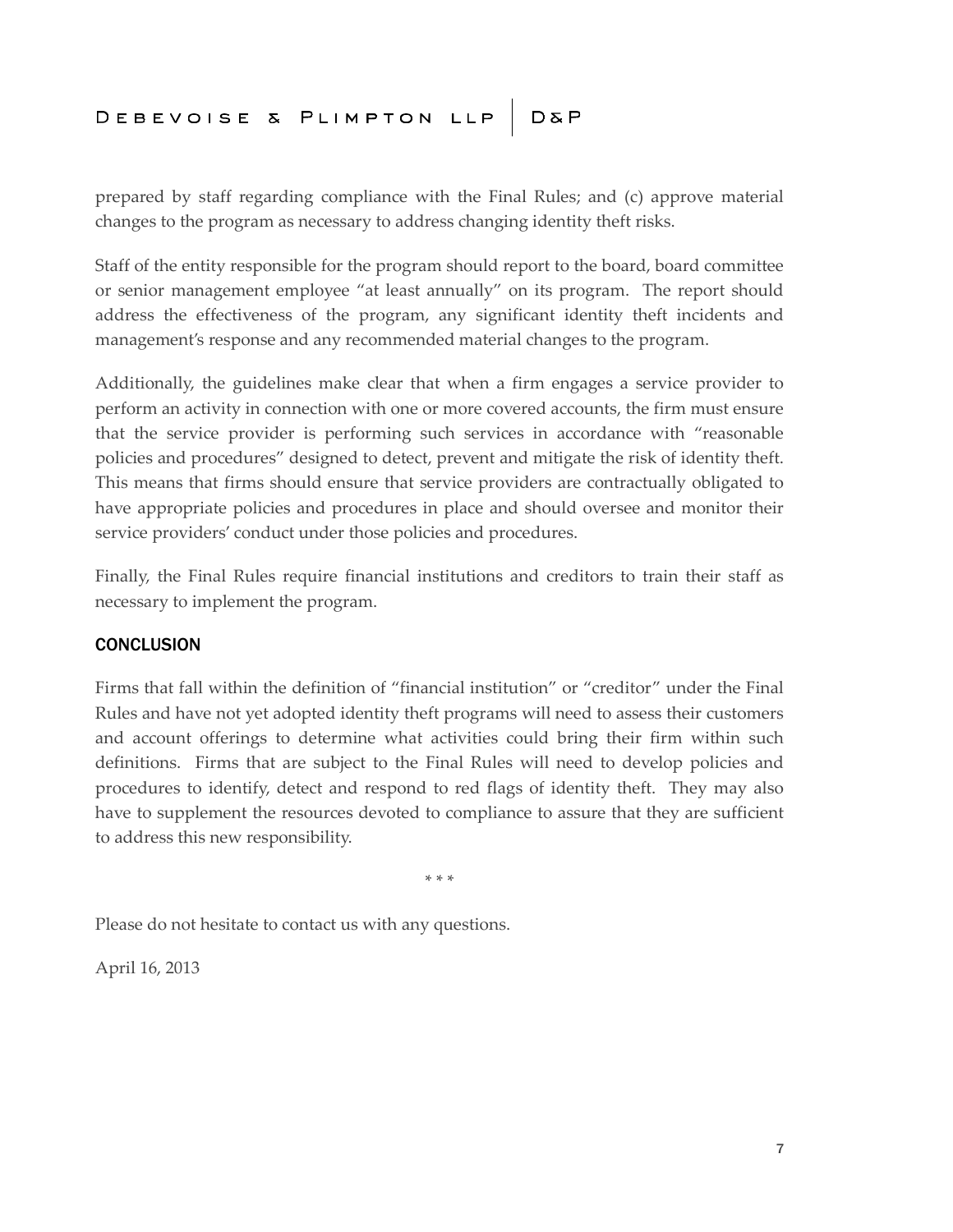prepared by staff regarding compliance with the Final Rules; and (c) approve material changes to the program as necessary to address changing identity theft risks.

Staff of the entity responsible for the program should report to the board, board committee or senior management employee "at least annually" on its program. The report should address the effectiveness of the program, any significant identity theft incidents and management's response and any recommended material changes to the program.

Additionally, the guidelines make clear that when a firm engages a service provider to perform an activity in connection with one or more covered accounts, the firm must ensure that the service provider is performing such services in accordance with "reasonable policies and procedures" designed to detect, prevent and mitigate the risk of identity theft. This means that firms should ensure that service providers are contractually obligated to have appropriate policies and procedures in place and should oversee and monitor their service providers' conduct under those policies and procedures.

Finally, the Final Rules require financial institutions and creditors to train their staff as necessary to implement the program.

## CONCLUSION

Firms that fall within the definition of "financial institution" or "creditor" under the Final Rules and have not yet adopted identity theft programs will need to assess their customers and account offerings to determine what activities could bring their firm within such definitions. Firms that are subject to the Final Rules will need to develop policies and procedures to identify, detect and respond to red flags of identity theft. They may also have to supplement the resources devoted to compliance to assure that they are sufficient to address this new responsibility.

\* \* \*

Please do not hesitate to contact us with any questions.

April 16, 2013